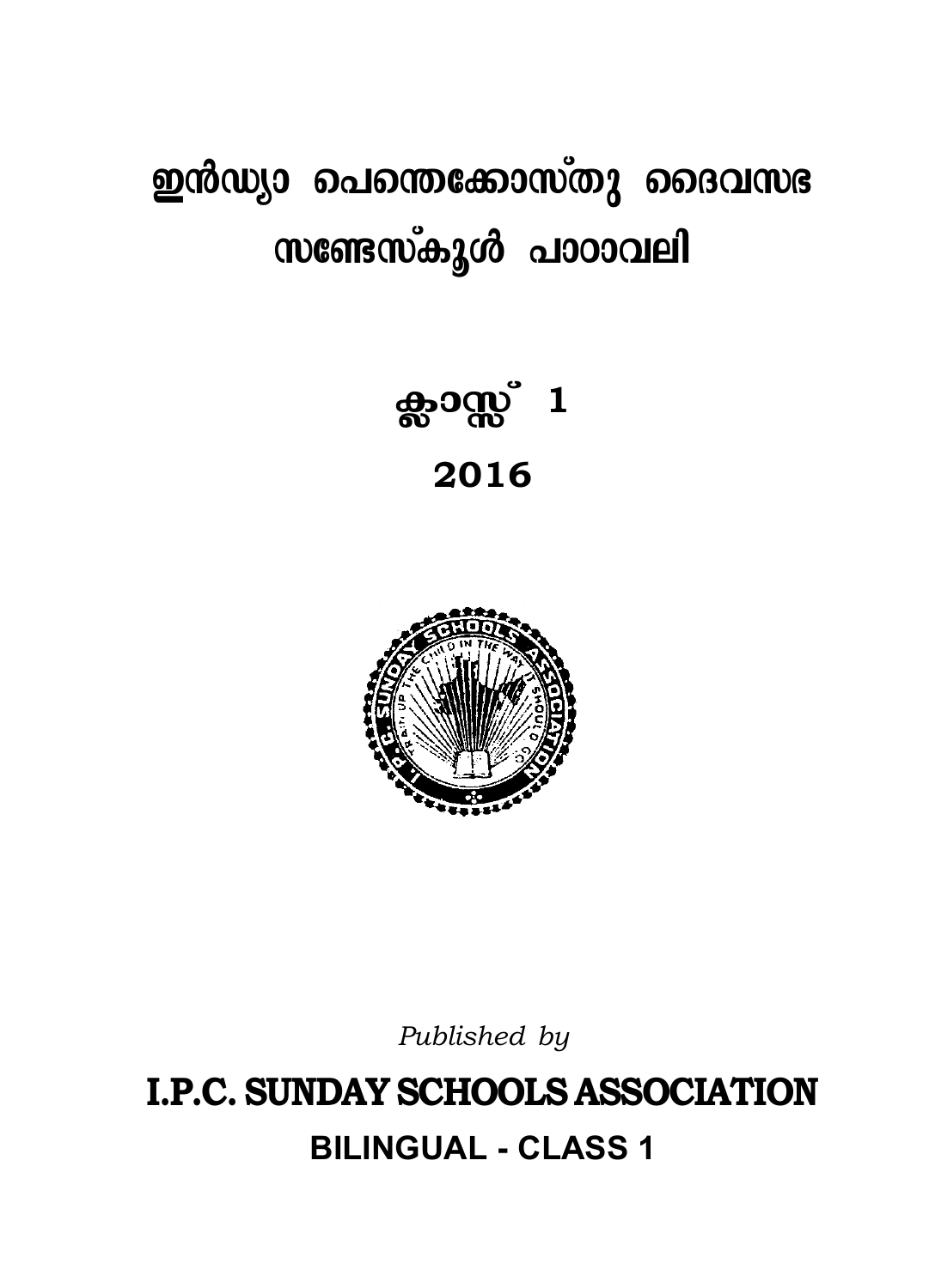# ഇൻഡ്യാ പെന്തെക്കോസ്തു ദൈവസഭ
# സണ്ടേസ്കൂൾ പാഠാവലി

## ക്ലാസ്സ് 1

## 2016

*Published by*

## I.P.C. SUNDAY SCHOOLS ASSOCIATION

### BILINGUAL - CLASS 1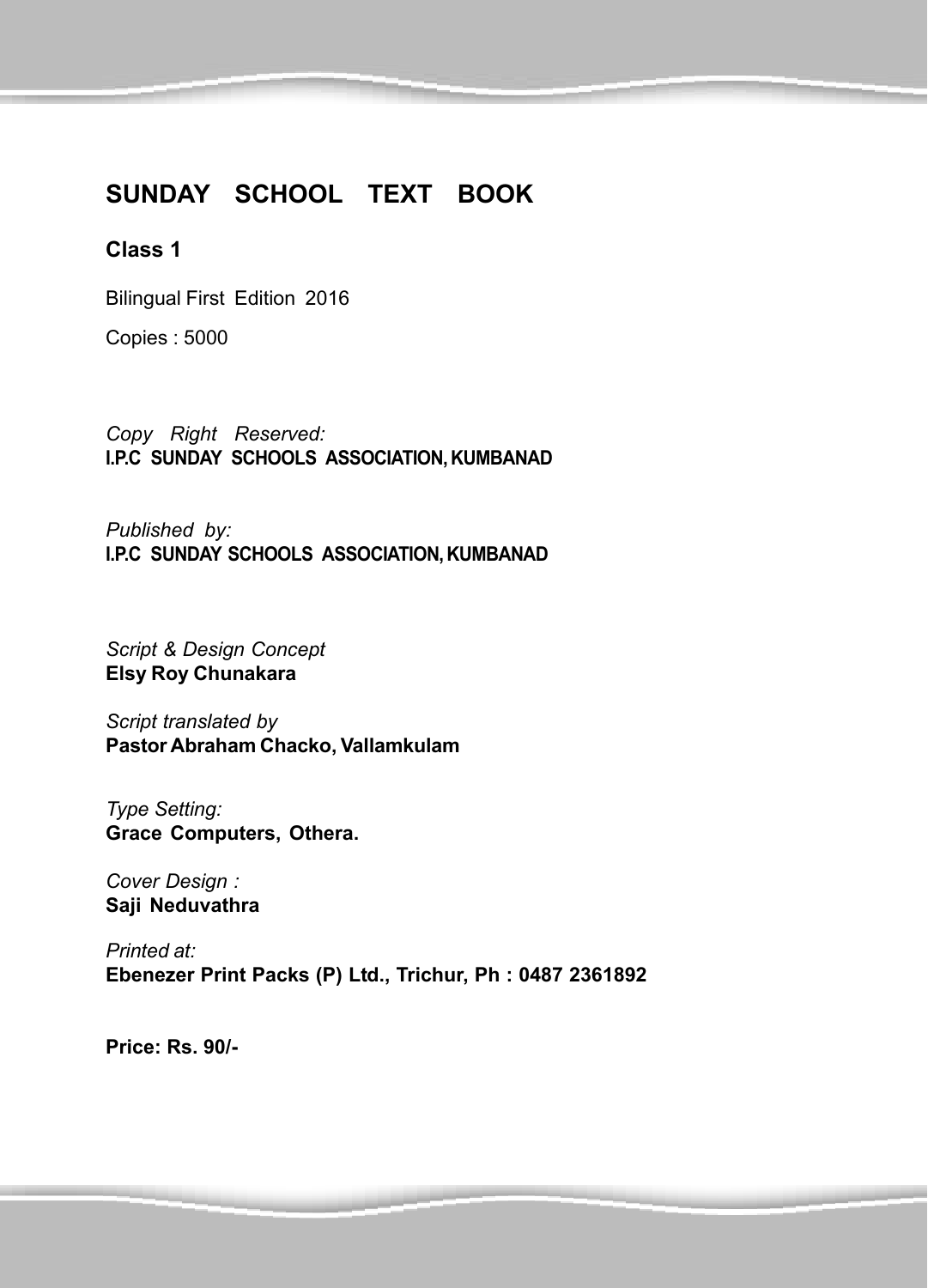# SUNDAY SCHOOL TEXT BOOK

**Class 1**

Bilingual First Edition 2016

Copies : 5000

*Copy Right Reserved:*
**I.P.C SUNDAY SCHOOLS ASSOCIATION, KUMBANAD**

*Published by:*
**I.P.C SUNDAY SCHOOLS ASSOCIATION, KUMBANAD**

*Script & Design Concept*
**Elsy Roy Chunakara**

*Script translated by*
**Pastor Abraham Chacko, Vallamkulam**

*Type Setting:*
**Grace Computers, Othera.**

*Cover Design :*
**Saji Neduvathra**

*Printed at:*
**Ebenezer Print Packs (P) Ltd., Trichur, Ph : 0487 2361892**

**Price: Rs. 90/-**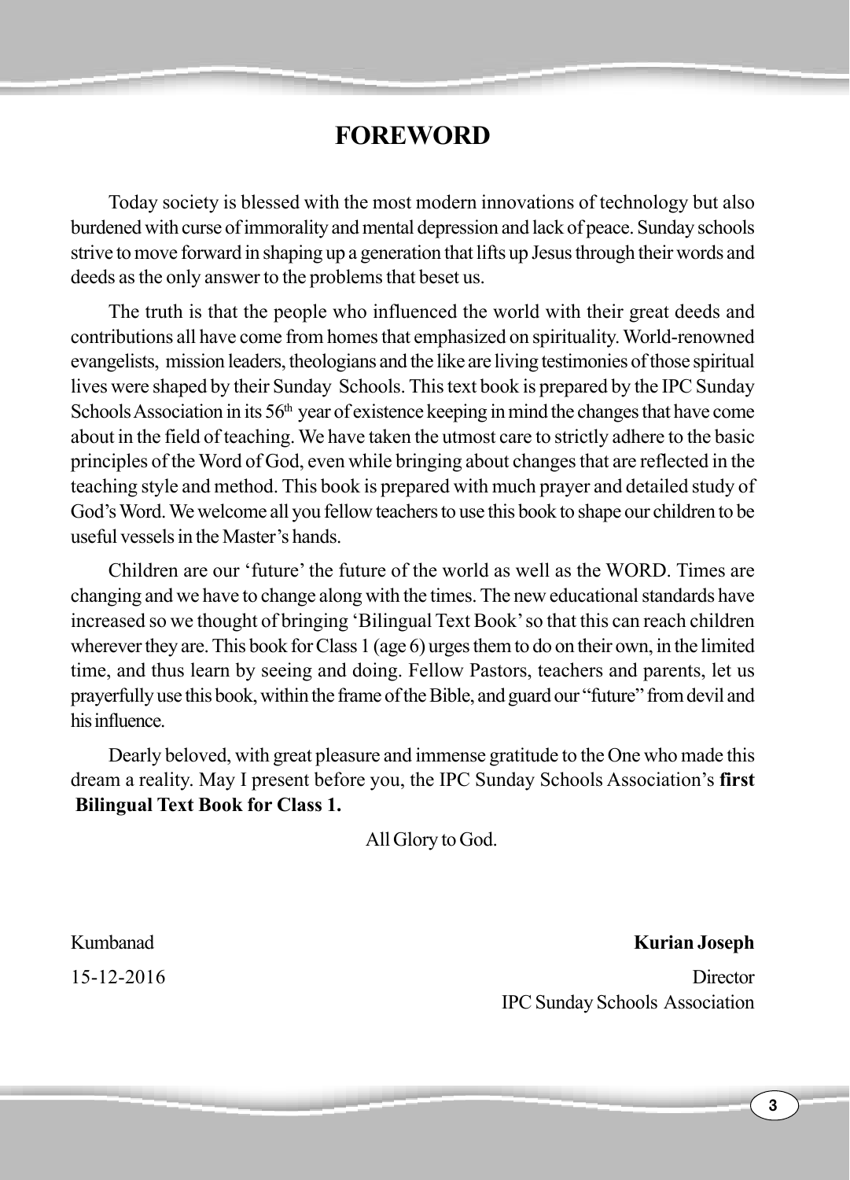# FOREWORD

Today society is blessed with the most modern innovations of technology but also burdened with curse of immorality and mental depression and lack of peace. Sunday schools strive to move forward in shaping up a generation that lifts up Jesus through their words and deeds as the only answer to the problems that beset us.

The truth is that the people who influenced the world with their great deeds and contributions all have come from homes that emphasized on spirituality. World-renowned evangelists, mission leaders, theologians and the like are living testimonies of those spiritual lives were shaped by their Sunday Schools. This text book is prepared by the IPC Sunday Schools Association in its 56th year of existence keeping in mind the changes that have come about in the field of teaching. We have taken the utmost care to strictly adhere to the basic principles of the Word of God, even while bringing about changes that are reflected in the teaching style and method. This book is prepared with much prayer and detailed study of God's Word. We welcome all you fellow teachers to use this book to shape our children to be useful vessels in the Master's hands.

Children are our 'future' the future of the world as well as the WORD. Times are changing and we have to change along with the times. The new educational standards have increased so we thought of bringing 'Bilingual Text Book' so that this can reach children wherever they are. This book for Class 1 (age 6) urges them to do on their own, in the limited time, and thus learn by seeing and doing. Fellow Pastors, teachers and parents, let us prayerfully use this book, within the frame of the Bible, and guard our "future" from devil and his influence.

Dearly beloved, with great pleasure and immense gratitude to the One who made this dream a reality. May I present before you, the IPC Sunday Schools Association's **first Bilingual Text Book for Class 1.**

All Glory to God.

Kumbanad
15-12-2016

**Kurian Joseph**
Director
IPC Sunday Schools Association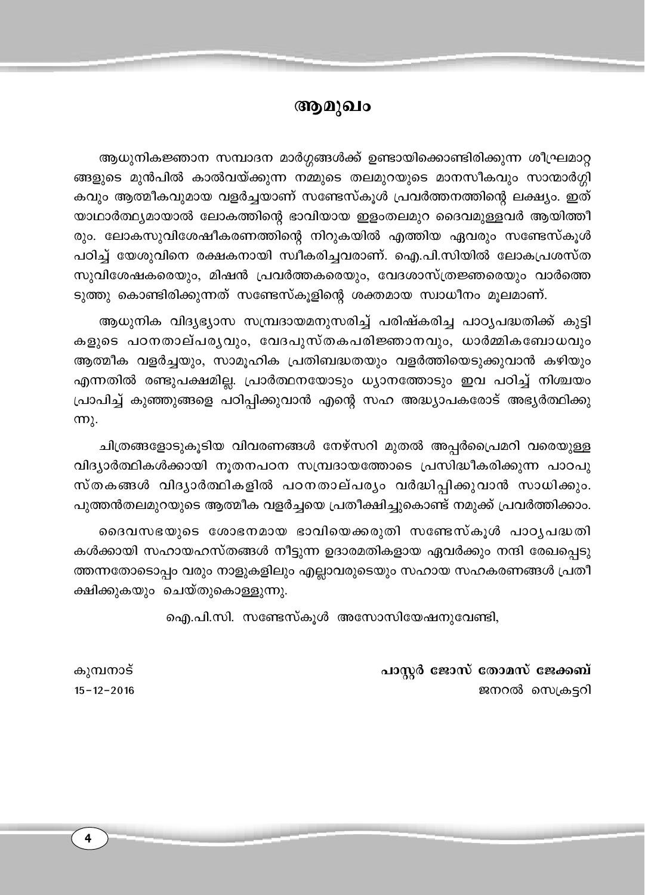# ആമുഖം

ആധുനികജ്ഞാന സമ്പാദന മാർഗ്ഗങ്ങൾക്ക് ഉണ്ടായിക്കൊണ്ടിരിക്കുന്ന ശീഘ്രമാറ്റങ്ങളുടെ മുൻപിൽ കാൽവയ്ക്കുന്ന നമ്മുടെ തലമുറയുടെ മാനസീകവും സാന്മാർഗ്ഗികവും ആത്മീകവുമായ വളർച്ചയാണ് സണ്ടേസ്കൂൾ പ്രവർത്തനത്തിന്റെ ലക്ഷ്യം. ഇത് യാഥാർത്ഥ്യമായാൽ ലോകത്തിന്റെ ഭാവിയായ ഇളംതലമുറ ദൈവമുള്ളവർ ആയിത്തീരും. ലോകസുവിശേഷീകരണത്തിന്റെ നിറുകയിൽ എത്തിയ ഏവരും സണ്ടേസ്കൂൾ പഠിച്ച് യേശുവിനെ രക്ഷകനായി സ്വീകരിച്ചവരാണ്. ഐ.പി.സിയിൽ ലോകപ്രശസ്ത സുവിശേഷകരെയും, മിഷൻ പ്രവർത്തകരെയും, വേദശാസ്ത്രജ്ഞരെയും വാർത്തെടുത്തു കൊണ്ടിരിക്കുന്നത് സണ്ടേസ്കൂളിന്റെ ശക്തമായ സ്വാധീനം മൂലമാണ്.

ആധുനിക വിദ്യഭ്യാസ സമ്പ്രദായമനുസരിച്ച് പരിഷ്കരിച്ച പാഠ്യപദ്ധതിക്ക് കുട്ടികളുടെ പഠനതാല്പര്യവും, വേദപുസ്തകപരിജ്ഞാനവും, ധാർമ്മികബോധവും ആത്മീക വളർച്ചയും, സാമൂഹിക പ്രതിബദ്ധതയും വളർത്തിയെടുക്കുവാൻ കഴിയും എന്നതിൽ രണ്ടുപക്ഷമില്ല. പ്രാർത്ഥനയോടും ധ്യാനത്തോടും ഇവ പഠിച്ച് നിശ്ചയം പ്രാപിച്ച് കുഞ്ഞുങ്ങളെ പഠിപ്പിക്കുവാൻ എന്റെ സഹ അദ്ധ്യാപകരോട് അഭ്യർത്ഥിക്കുന്നു.

ചിത്രങ്ങളോടുകൂടിയ വിവരണങ്ങൾ നേഴ്സറി മുതൽ അപ്പർപ്രൈമറി വരെയുള്ള വിദ്യാർത്ഥികൾക്കായി നൂതനപഠന സമ്പ്രദായത്തോടെ പ്രസിദ്ധീകരിക്കുന്ന പാഠപുസ്തകങ്ങൾ വിദ്യാർത്ഥികളിൽ പഠനതാല്പര്യം വർദ്ധിപ്പിക്കുവാൻ സാധിക്കും. പുത്തൻതലമുറയുടെ ആത്മീക വളർച്ചയെ പ്രതീക്ഷിച്ചുകൊണ്ട് നമുക്ക് പ്രവർത്തിക്കാം.

ദൈവസഭയുടെ ശോഭനമായ ഭാവിയെക്കരുതി സണ്ടേസ്കൂൾ പാഠ്യപദ്ധതികൾക്കായി സഹായഹസ്തങ്ങൾ നീട്ടുന്ന ഉദാരമതികളായ ഏവർക്കും നന്ദി രേഖപ്പെടുത്തന്നതോടൊപ്പം വരും നാളുകളിലും എല്ലാവരുടെയും സഹായ സഹകരണങ്ങൾ പ്രതീക്ഷിക്കുകയും ചെയ്തുകൊള്ളുന്നു.

ഐ.പി.സി. സണ്ടേസ്കൂൾ അസോസിയേഷനുവേണ്ടി,

കുമ്പനാട്
15-12-2016

**പാസ്റ്റർ ജോസ് തോമസ് ജേക്കബ്**
ജനറൽ സെക്രട്ടറി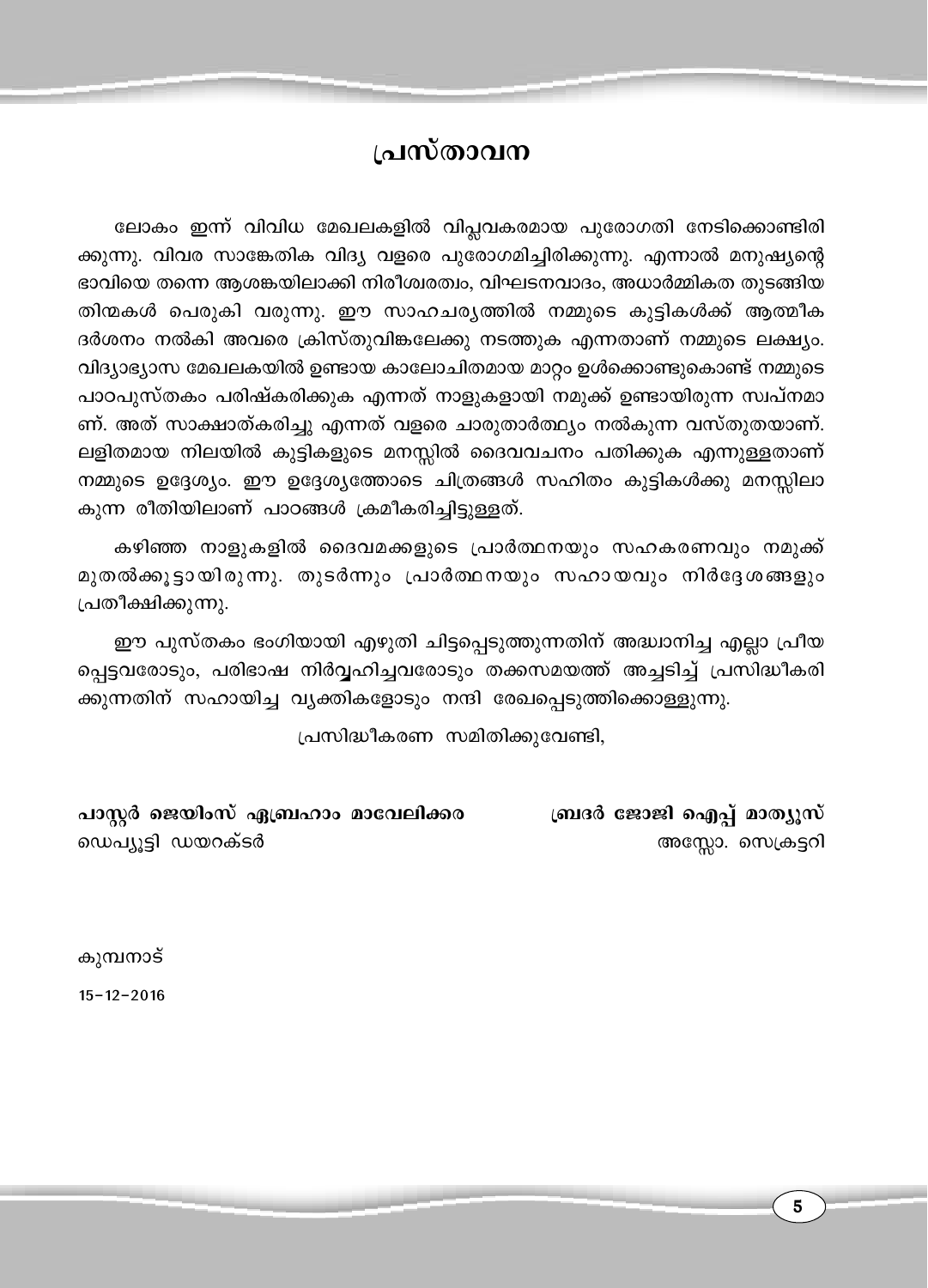# പ്രസ്താവന

ലോകം ഇന്ന് വിവിധ മേഖലകളിൽ വിപ്ലവകരമായ പുരോഗതി നേടിക്കൊണ്ടിരിക്കുന്നു. വിവര സാങ്കേതിക വിദ്യ വളരെ പുരോഗമിച്ചിരിക്കുന്നു. എന്നാൽ മനുഷ്യന്റെ ഭാവിയെ തന്നെ ആശങ്കയിലാക്കി നിരീശ്വരത്വം, വിഘടനവാദം, അധാർമ്മികത തുടങ്ങിയ തിന്മകൾ പെരുകി വരുന്നു. ഈ സാഹചര്യത്തിൽ നമ്മുടെ കുട്ടികൾക്ക് ആത്മീക ദർശനം നൽകി അവരെ ക്രിസ്തുവിങ്കലേക്കു നടത്തുക എന്നതാണ് നമ്മുടെ ലക്ഷ്യം. വിദ്യാഭ്യാസ മേഖലകയിൽ ഉണ്ടായ കാലോചിതമായ മാറ്റം ഉൾക്കൊണ്ടുകൊണ്ട് നമ്മുടെ പാഠപുസ്തകം പരിഷ്കരിക്കുക എന്നത് നാളുകളായി നമുക്ക് ഉണ്ടായിരുന്ന സ്വപ്നമാണ്. അത് സാക്ഷാത്കരിച്ചു എന്നത് വളരെ ചാരുതാർത്ഥ്യം നൽകുന്ന വസ്തുതയാണ്. ലളിതമായ നിലയിൽ കുട്ടികളുടെ മനസ്സിൽ ദൈവവചനം പതിക്കുക എന്നുള്ളതാണ് നമ്മുടെ ഉദ്ദേശ്യം. ഈ ഉദ്ദേശ്യത്തോടെ ചിത്രങ്ങൾ സഹിതം കുട്ടികൾക്കു മനസ്സിലാകുന്ന രീതിയിലാണ് പാഠങ്ങൾ ക്രമീകരിച്ചിട്ടുള്ളത്.

കഴിഞ്ഞ നാളുകളിൽ ദൈവമക്കളുടെ പ്രാർത്ഥനയും സഹകരണവും നമുക്ക് മുതൽക്കൂട്ടായിരുന്നു. തുടർന്നും പ്രാർത്ഥനയും സഹായവും നിർദ്ദേശങ്ങളും പ്രതീക്ഷിക്കുന്നു.

ഈ പുസ്തകം ഭംഗിയായി എഴുതി ചിട്ടപ്പെടുത്തുന്നതിന് അദ്ധ്വാനിച്ച എല്ലാ പ്രീയപ്പെട്ടവരോടും, പരിഭാഷ നിർവ്വഹിച്ചവരോടും തക്കസമയത്ത് അച്ചടിച്ച് പ്രസിദ്ധീകരിക്കുന്നതിന് സഹായിച്ച വ്യക്തികളോടും നന്ദി രേഖപ്പെടുത്തിക്കൊള്ളുന്നു.

പ്രസിദ്ധീകരണ സമിതിക്കുവേണ്ടി,

**പാസ്റ്റർ ജെയിംസ് ഏബ്രഹാം മാവേലിക്കര**
ഡെപ്യൂട്ടി ഡയറക്ടർ

**ബ്രദർ ജോജി ഐപ്പ് മാത്യൂസ്**
അസ്സോ. സെക്രട്ടറി

കുമ്പനാട്
15-12-2016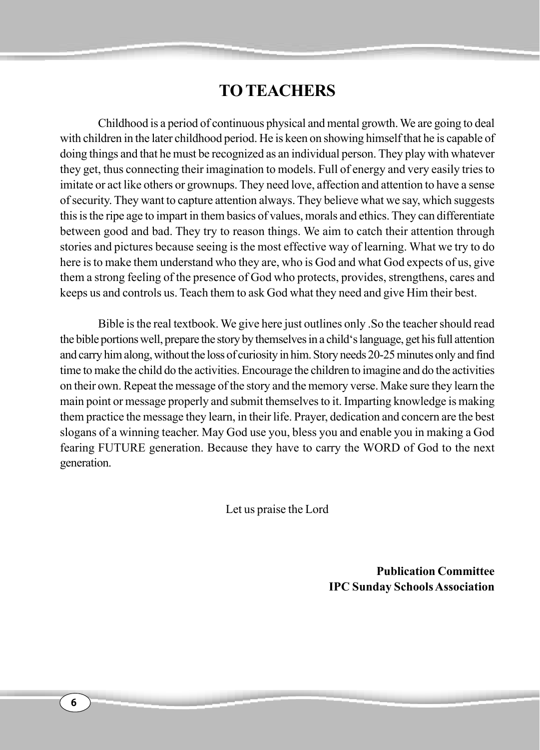# TO TEACHERS

Childhood is a period of continuous physical and mental growth. We are going to deal with children in the later childhood period. He is keen on showing himself that he is capable of doing things and that he must be recognized as an individual person. They play with whatever they get, thus connecting their imagination to models. Full of energy and very easily tries to imitate or act like others or grownups. They need love, affection and attention to have a sense of security. They want to capture attention always. They believe what we say, which suggests this is the ripe age to impart in them basics of values, morals and ethics. They can differentiate between good and bad. They try to reason things. We aim to catch their attention through stories and pictures because seeing is the most effective way of learning. What we try to do here is to make them understand who they are, who is God and what God expects of us, give them a strong feeling of the presence of God who protects, provides, strengthens, cares and keeps us and controls us. Teach them to ask God what they need and give Him their best.

Bible is the real textbook. We give here just outlines only .So the teacher should read the bible portions well, prepare the story by themselves in a child's language, get his full attention and carry him along, without the loss of curiosity in him. Story needs 20-25 minutes only and find time to make the child do the activities. Encourage the children to imagine and do the activities on their own. Repeat the message of the story and the memory verse. Make sure they learn the main point or message properly and submit themselves to it. Imparting knowledge is making them practice the message they learn, in their life. Prayer, dedication and concern are the best slogans of a winning teacher. May God use you, bless you and enable you in making a God fearing FUTURE generation. Because they have to carry the WORD of God to the next generation.

Let us praise the Lord

**Publication Committee**
**IPC Sunday Schools Association**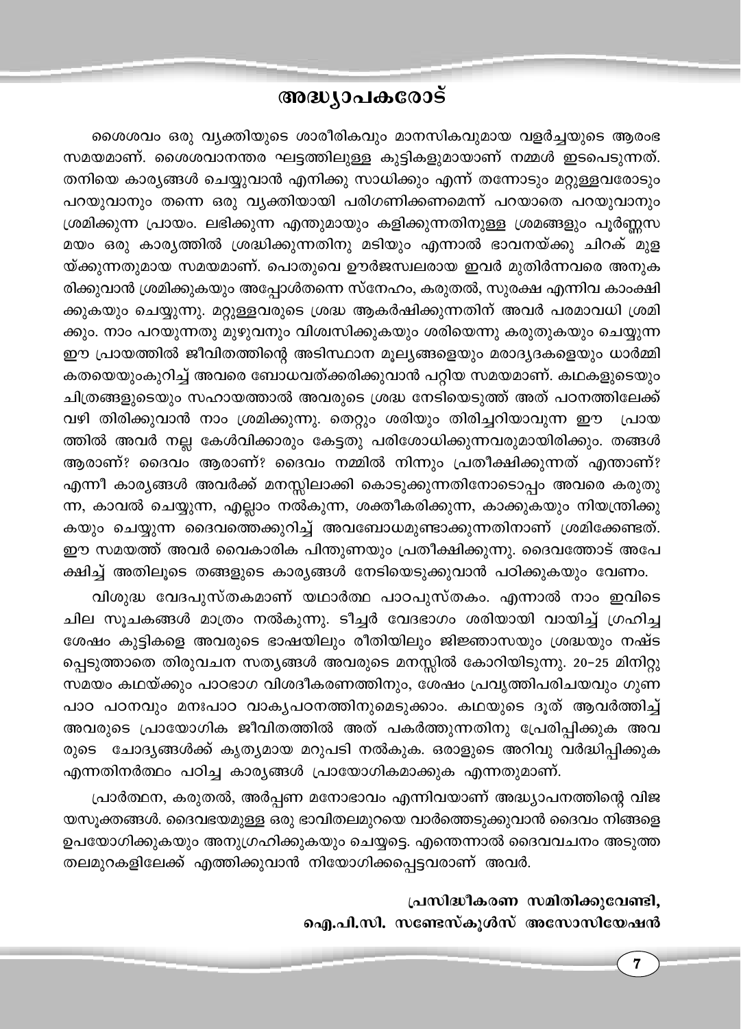# അദ്ധ്യാപകരോട്

ശൈശവം ഒരു വ്യക്തിയുടെ ശാരീരികവും മാനസികവുമായ വളർച്ചയുടെ ആരംഭ സമയമാണ്. ശൈശവാനന്തര ഘട്ടത്തിലുള്ള കുട്ടികളുമായാണ് നമ്മൾ ഇടപെടുന്നത്. തനിയെ കാര്യങ്ങൾ ചെയ്യുവാൻ എനിക്കു സാധിക്കും എന്ന് തന്നോടും മറ്റുള്ളവരോടും പറയുവാനും തന്നെ ഒരു വ്യക്തിയായി പരിഗണിക്കണമെന്ന് പറയാതെ പറയുവാനും ശ്രമിക്കുന്ന പ്രായം. ലഭിക്കുന്ന എന്തുമായും കളിക്കുന്നതിനുള്ള ശ്രമങ്ങളും പൂർണ്ണസമയം ഒരു കാര്യത്തിൽ ശ്രദ്ധിക്കുന്നതിനു മടിയും എന്നാൽ ഭാവനയ്ക്കു ചിറക് മുളയ്ക്കുന്നതുമായ സമയമാണ്. പൊതുവെ ഊർജസ്വലരായ ഇവർ മുതിർന്നവരെ അനുകരിക്കുവാൻ ശ്രമിക്കുകയും അപ്പോൾതന്നെ സ്നേഹം, കരുതൽ, സുരക്ഷ എന്നിവ കാംക്ഷിക്കുകയും ചെയ്യുന്നു. മറ്റുള്ളവരുടെ ശ്രദ്ധ ആകർഷിക്കുന്നതിന് അവർ പരമാവധി ശ്രമിക്കും. നാം പറയുന്നതു മുഴുവനും വിശ്വസിക്കുകയും ശരിയെന്നു കരുതുകയും ചെയ്യുന്ന ഈ പ്രായത്തിൽ ജീവിതത്തിന്റെ അടിസ്ഥാന മൂല്യങ്ങളെയും മരാദ്യദകളെയും ധാർമ്മികതയെയുംകുറിച്ച് അവരെ ബോധവത്ക്കരിക്കുവാൻ പറ്റിയ സമയമാണ്. കഥകളുടെയും ചിത്രങ്ങളുടെയും സഹായത്താൽ അവരുടെ ശ്രദ്ധ നേടിയെടുത്ത് അത് പഠനത്തിലേക്ക് വഴി തിരിക്കുവാൻ നാം ശ്രമിക്കുന്നു. തെറ്റും ശരിയും തിരിച്ചറിയാവുന്ന ഈ പ്രായത്തിൽ അവർ നല്ല കേൾവിക്കാരും കേട്ടതു പരിശോധിക്കുന്നവരുമായിരിക്കും. തങ്ങൾ ആരാണ്? ദൈവം ആരാണ്? ദൈവം നമ്മിൽ നിന്നും പ്രതീക്ഷിക്കുന്നത് എന്താണ്? എന്നീ കാര്യങ്ങൾ അവർക്ക് മനസ്സിലാക്കി കൊടുക്കുന്നതിനോടൊപ്പം അവരെ കരുതുന്ന, കാവൽ ചെയ്യുന്ന, എല്ലാം നൽകുന്ന, ശക്തീകരിക്കുന്ന, കാക്കുകയും നിയന്ത്രിക്കുകയും ചെയ്യുന്ന ദൈവത്തെക്കുറിച്ച് അവബോധമുണ്ടാക്കുന്നതിനാണ് ശ്രമിക്കേണ്ടത്. ഈ സമയത്ത് അവർ വൈകാരിക പിന്തുണയും പ്രതീക്ഷിക്കുന്നു. ദൈവത്തോട് അപേക്ഷിച്ച് അതിലൂടെ തങ്ങളുടെ കാര്യങ്ങൾ നേടിയെടുക്കുവാൻ പഠിക്കുകയും വേണം.

വിശുദ്ധ വേദപുസ്തകമാണ് യഥാർത്ഥ പാഠപുസ്തകം. എന്നാൽ നാം ഇവിടെ ചില സൂചകങ്ങൾ മാത്രം നൽകുന്നു. ടീച്ചർ വേദഭാഗം ശരിയായി വായിച്ച് ഗ്രഹിച്ച ശേഷം കുട്ടികളെ അവരുടെ ഭാഷയിലും രീതിയിലും ജിജ്ഞാസയും ശ്രദ്ധയും നഷ്ടപ്പെടുത്താതെ തിരുവചന സത്യങ്ങൾ അവരുടെ മനസ്സിൽ കോറിയിടുന്നു. 20–25 മിനിറ്റു സമയം കഥയ്ക്കും പാഠഭാഗ വിശദീകരണത്തിനും, ശേഷം പ്രവൃത്തിപരിചയവും ഗുണപാഠ പഠനവും മനഃപാഠ വാക്യപഠനത്തിനുമെടുക്കാം. കഥയുടെ ദൂത് ആവർത്തിച്ച് അവരുടെ പ്രായോഗിക ജീവിതത്തിൽ അത് പകർത്തുന്നതിനു പ്രേരിപ്പിക്കുക അവരുടെ ചോദ്യങ്ങൾക്ക് കൃത്യമായ മറുപടി നൽകുക. ഒരാളുടെ അറിവു വർദ്ധിപ്പിക്കുക എന്നതിനർത്ഥം പഠിച്ച കാര്യങ്ങൾ പ്രായോഗികമാക്കുക എന്നതുമാണ്.

പ്രാർത്ഥന, കരുതൽ, അർപ്പണ മനോഭാവം എന്നിവയാണ് അദ്ധ്യാപനത്തിന്റെ വിജയസൂക്തങ്ങൾ. ദൈവഭയമുള്ള ഒരു ഭാവിതലമുറയെ വാർത്തെടുക്കുവാൻ ദൈവം നിങ്ങളെ ഉപയോഗിക്കുകയും അനുഗ്രഹിക്കുകയും ചെയ്യട്ടെ. എന്തെന്നാൽ ദൈവവചനം അടുത്ത തലമുറകളിലേക്ക് എത്തിക്കുവാൻ നിയോഗിക്കപ്പെട്ടവരാണ് അവർ.

**പ്രസിദ്ധീകരണ സമിതിക്കുവേണ്ടി,**
**ഐ.പി.സി. സണ്ടേസ്കൂൾസ് അസോസിയേഷൻ**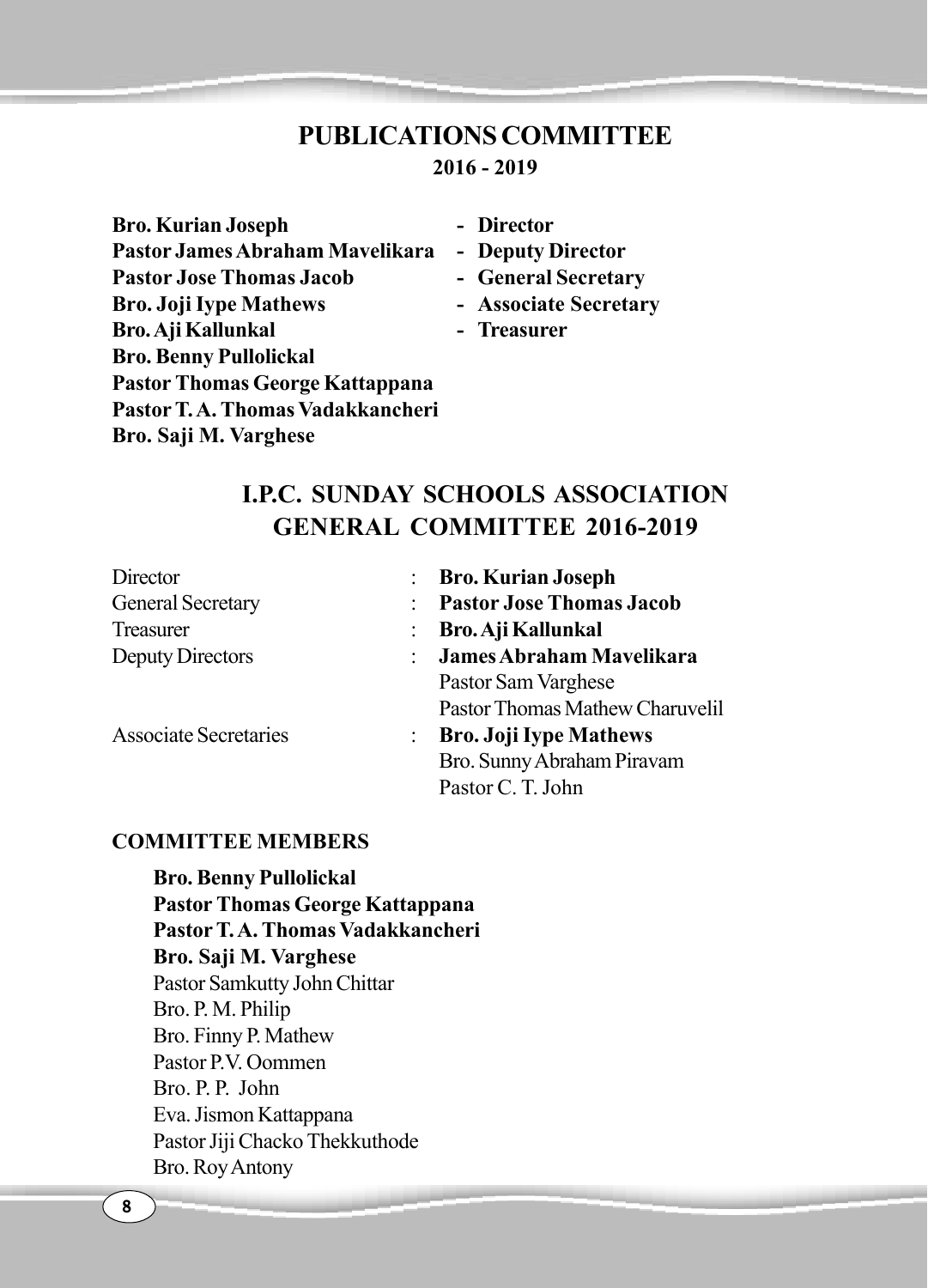## PUBLICATIONS COMMITTEE

### 2016 - 2019

| | |
|---|---|
| **Bro. Kurian Joseph** | **- Director** |
| **Pastor James Abraham Mavelikara** | **- Deputy Director** |
| **Pastor Jose Thomas Jacob** | **- General Secretary** |
| **Bro. Joji Iype Mathews** | **- Associate Secretary** |
| **Bro. Aji Kallunkal** | **- Treasurer** |
| **Bro. Benny Pullolickal** | |
| **Pastor Thomas George Kattappana** | |
| **Pastor T. A. Thomas Vadakkancheri** | |
| **Bro. Saji M. Varghese** | |

## I.P.C. SUNDAY SCHOOLS ASSOCIATION GENERAL COMMITTEE 2016-2019

| | | |
|---|---|---|
| Director | : | **Bro. Kurian Joseph** |
| General Secretary | : | **Pastor Jose Thomas Jacob** |
| Treasurer | : | **Bro. Aji Kallunkal** |
| Deputy Directors | : | **James Abraham Mavelikara** |
| | | Pastor Sam Varghese |
| | | Pastor Thomas Mathew Charuvelil |
| Associate Secretaries | : | **Bro. Joji Iype Mathews** |
| | | Bro. Sunny Abraham Piravam |
| | | Pastor C. T. John |

**COMMITTEE MEMBERS**

**Bro. Benny Pullolickal**
**Pastor Thomas George Kattappana**
**Pastor T. A. Thomas Vadakkancheri**
**Bro. Saji M. Varghese**
Pastor Samkutty John Chittar
Bro. P. M. Philip
Bro. Finny P. Mathew
Pastor P.V. Oommen
Bro. P. P. John
Eva. Jismon Kattappana
Pastor Jiji Chacko Thekkuthode
Bro. Roy Antony